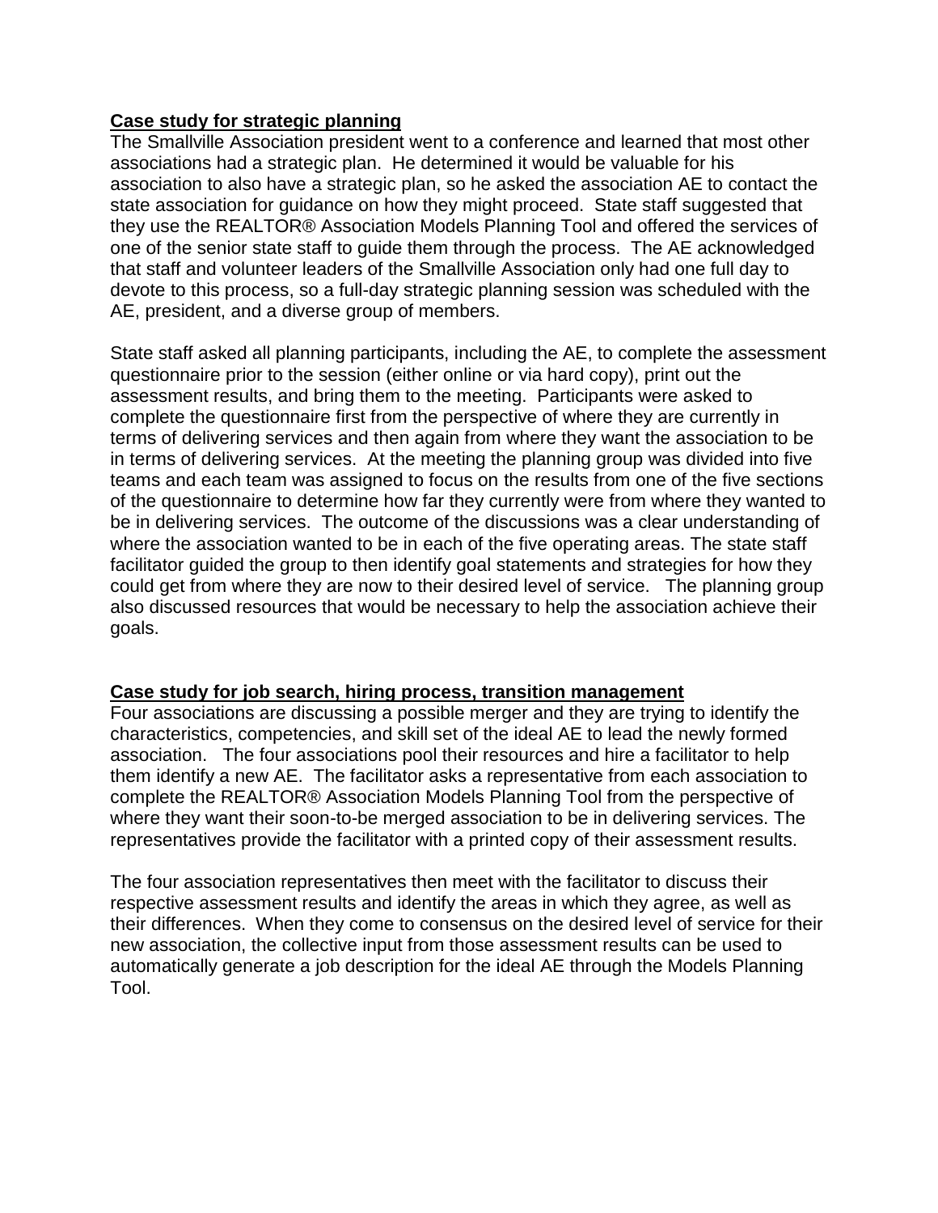**Case study for strategic planning**

The Smallville Association president went to a conference and learned that most other associations had a strategic plan. He determined it would be valuable for his association to also have a strategic plan, so he asked the association AE to contact the state association for guidance on how they might proceed. State staff suggested that they use the REALTOR® Association Models Planning Tool and offered the services of one of the senior state staff to guide them through the process. The AE acknowledged that staff and volunteer leaders of the Smallville Association only had one full day to devote to this process, so a full-day strategic planning session was scheduled with the AE, president, and a diverse group of members.

State staff asked all planning participants, including the AE, to complete the assessment questionnaire prior to the session (either online or via hard copy), print out the assessment results, and bring them to the meeting. Participants were asked to complete the questionnaire first from the perspective of where they are currently in terms of delivering services and then again from where they want the association to be in terms of delivering services. At the meeting the planning group was divided into five teams and each team was assigned to focus on the results from one of the five sections of the questionnaire to determine how far they currently were from where they wanted to be in delivering services. The outcome of the discussions was a clear understanding of where the association wanted to be in each of the five operating areas. The state staff facilitator guided the group to then identify goal statements and strategies for how they could get from where they are now to their desired level of service. The planning group also discussed resources that would be necessary to help the association achieve their goals.

**Case study for job search, hiring process, transition management**

Four associations are discussing a possible merger and they are trying to identify the characteristics, competencies, and skill set of the ideal AE to lead the newly formed association. The four associations pool their resources and hire a facilitator to help them identify a new AE. The facilitator asks a representative from each association to complete the REALTOR® Association Models Planning Tool from the perspective of where they want their soon-to-be merged association to be in delivering services. The representatives provide the facilitator with a printed copy of their assessment results.

The four association representatives then meet with the facilitator to discuss their respective assessment results and identify the areas in which they agree, as well as their differences. When they come to consensus on the desired level of service for their new association, the collective input from those assessment results can be used to automatically generate a job description for the ideal AE through the Models Planning Tool.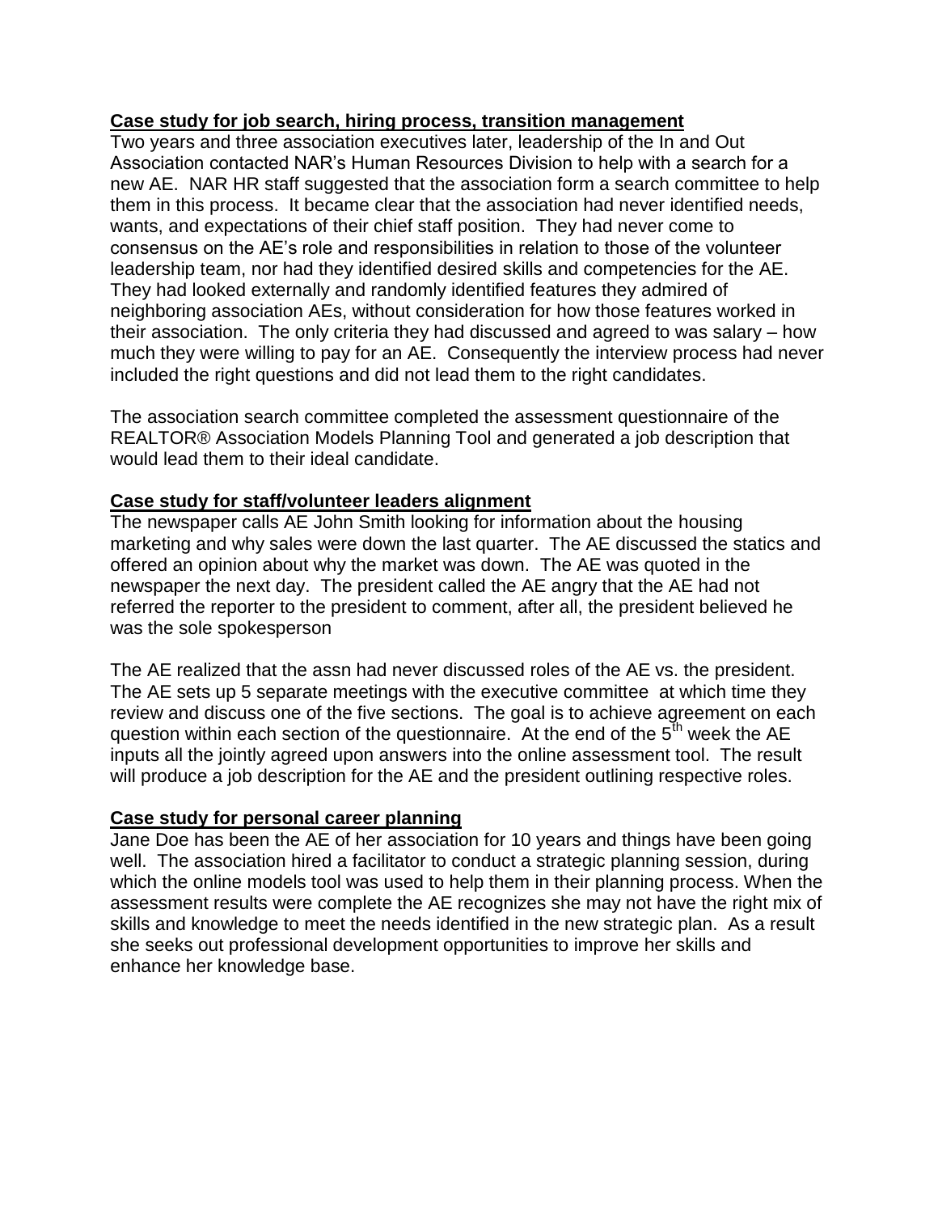**Case study for job search, hiring process, transition management**

Two years and three association executives later, leadership of the In and Out Association contacted NAR's Human Resources Division to help with a search for a new AE. NAR HR staff suggested that the association form a search committee to help them in this process. It became clear that the association had never identified needs, wants, and expectations of their chief staff position. They had never come to consensus on the AE's role and responsibilities in relation to those of the volunteer leadership team, nor had they identified desired skills and competencies for the AE. They had looked externally and randomly identified features they admired of neighboring association AEs, without consideration for how those features worked in their association. The only criteria they had discussed and agreed to was salary – how much they were willing to pay for an AE. Consequently the interview process had never included the right questions and did not lead them to the right candidates.

The association search committee completed the assessment questionnaire of the REALTOR® Association Models Planning Tool and generated a job description that would lead them to their ideal candidate.

**Case study for staff/volunteer leaders alignment**

The newspaper calls AE John Smith looking for information about the housing marketing and why sales were down the last quarter. The AE discussed the statics and offered an opinion about why the market was down. The AE was quoted in the newspaper the next day. The president called the AE angry that the AE had not referred the reporter to the president to comment, after all, the president believed he was the sole spokesperson

The AE realized that the assn had never discussed roles of the AE vs. the president. The AE sets up 5 separate meetings with the executive committee at which time they review and discuss one of the five sections. The goal is to achieve agreement on each question within each section of the questionnaire. At the end of the 5th week the AE inputs all the jointly agreed upon answers into the online assessment tool. The result will produce a job description for the AE and the president outlining respective roles.

**Case study for personal career planning**

Jane Doe has been the AE of her association for 10 years and things have been going well. The association hired a facilitator to conduct a strategic planning session, during which the online models tool was used to help them in their planning process. When the assessment results were complete the AE recognizes she may not have the right mix of skills and knowledge to meet the needs identified in the new strategic plan. As a result she seeks out professional development opportunities to improve her skills and enhance her knowledge base.